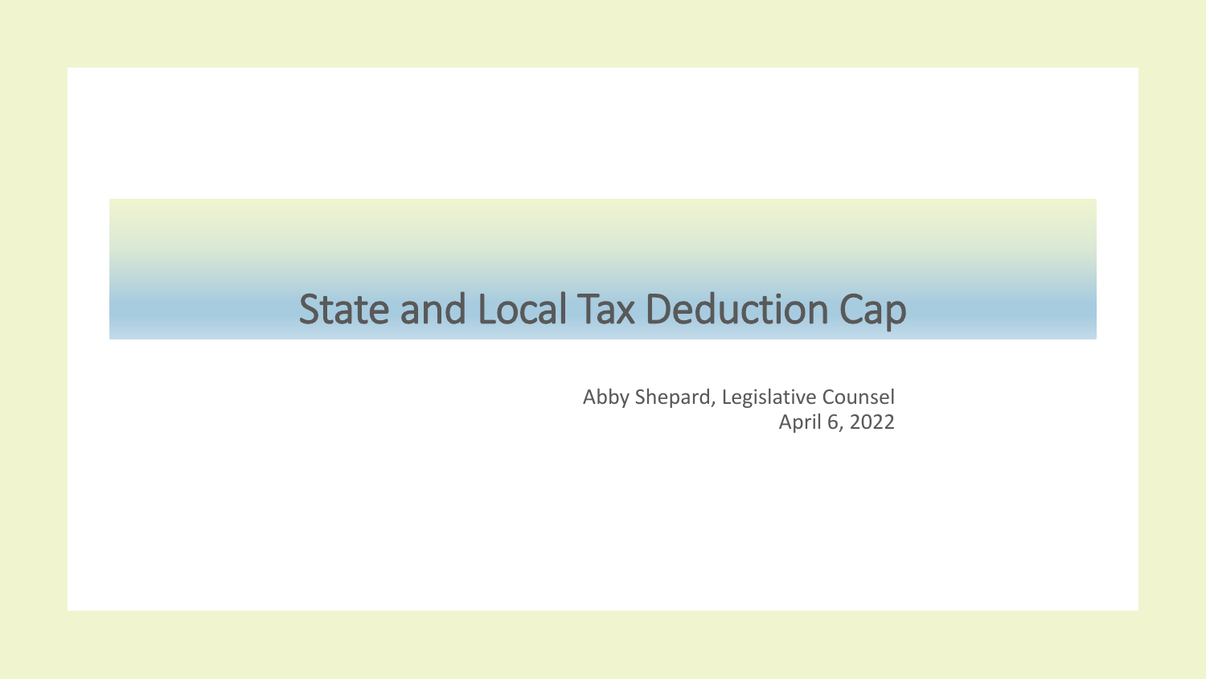# State and Local Tax Deduction Cap

Abby Shepard, Legislative Counsel
April 6, 2022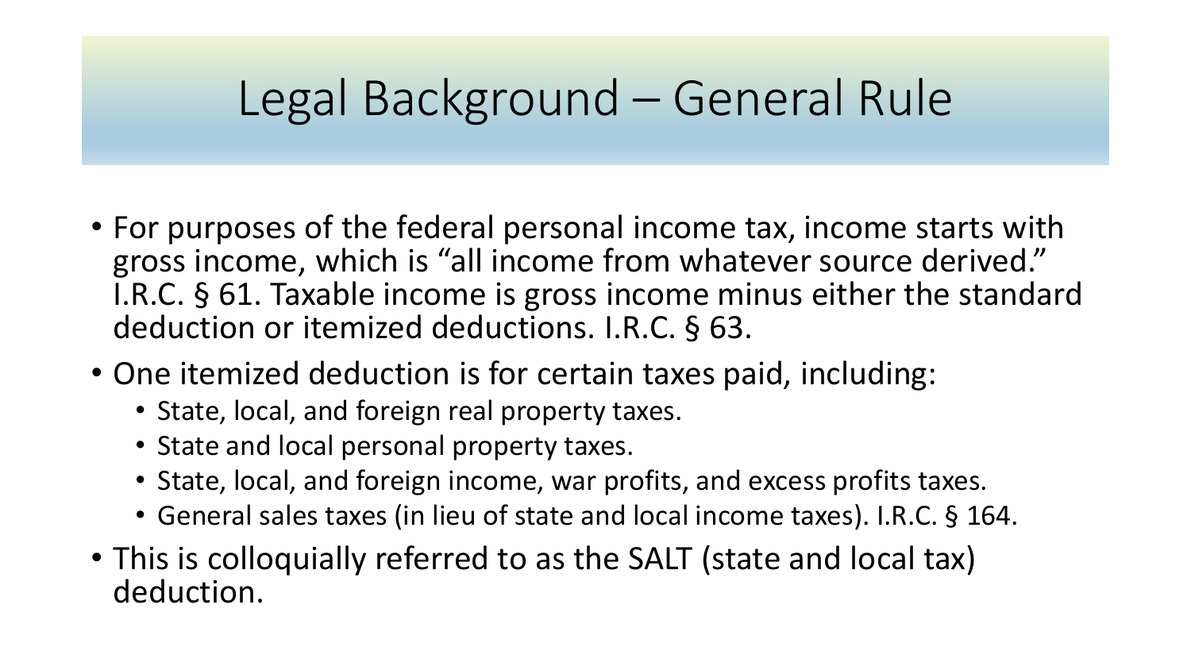# Legal Background – General Rule

- For purposes of the federal personal income tax, income starts with gross income, which is "all income from whatever source derived." I.R.C. § 61. Taxable income is gross income minus either the standard deduction or itemized deductions. I.R.C. § 63.
- One itemized deduction is for certain taxes paid, including:
  - State, local, and foreign real property taxes.
  - State and local personal property taxes.
  - State, local, and foreign income, war profits, and excess profits taxes.
  - General sales taxes (in lieu of state and local income taxes). I.R.C. § 164.
- This is colloquially referred to as the SALT (state and local tax) deduction.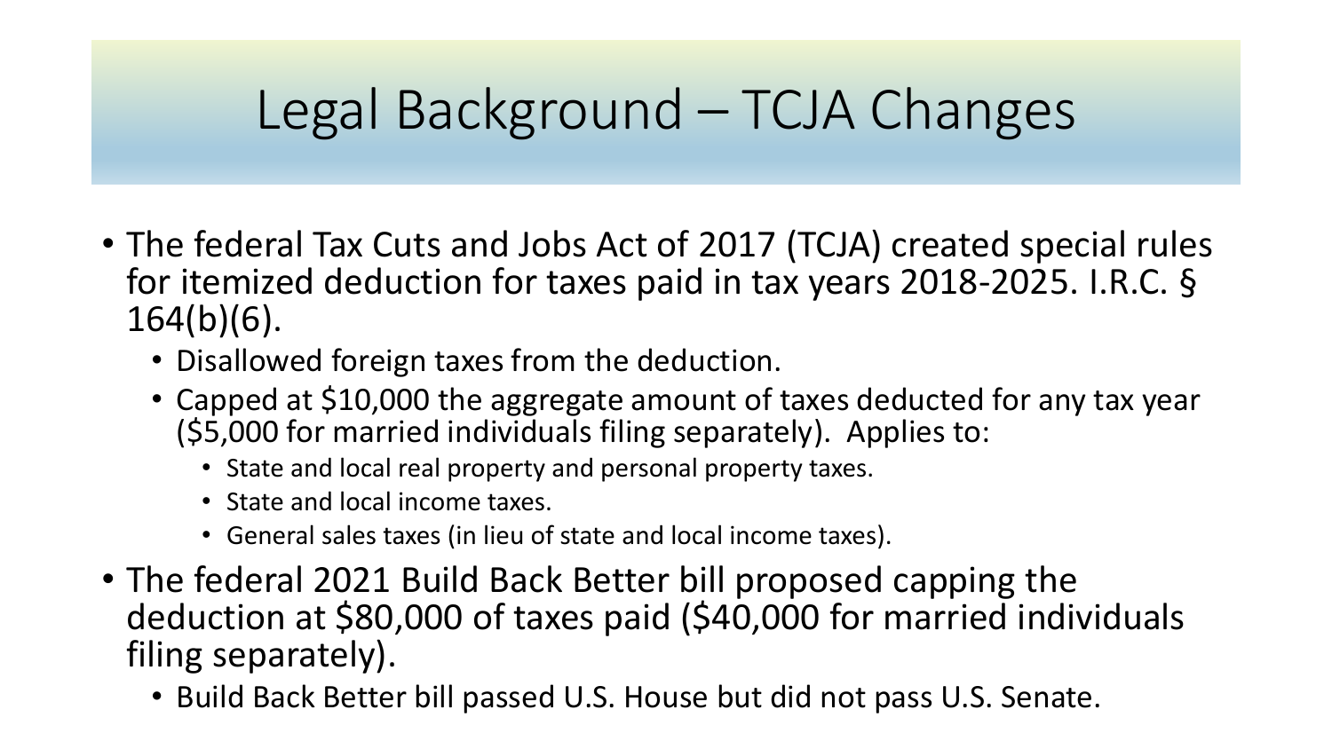# Legal Background – TCJA Changes

- The federal Tax Cuts and Jobs Act of 2017 (TCJA) created special rules for itemized deduction for taxes paid in tax years 2018-2025. I.R.C. § 164(b)(6).
  - Disallowed foreign taxes from the deduction.
  - Capped at $10,000 the aggregate amount of taxes deducted for any tax year ($5,000 for married individuals filing separately). Applies to:
    - State and local real property and personal property taxes.
    - State and local income taxes.
    - General sales taxes (in lieu of state and local income taxes).
- The federal 2021 Build Back Better bill proposed capping the deduction at $80,000 of taxes paid ($40,000 for married individuals filing separately).
  - Build Back Better bill passed U.S. House but did not pass U.S. Senate.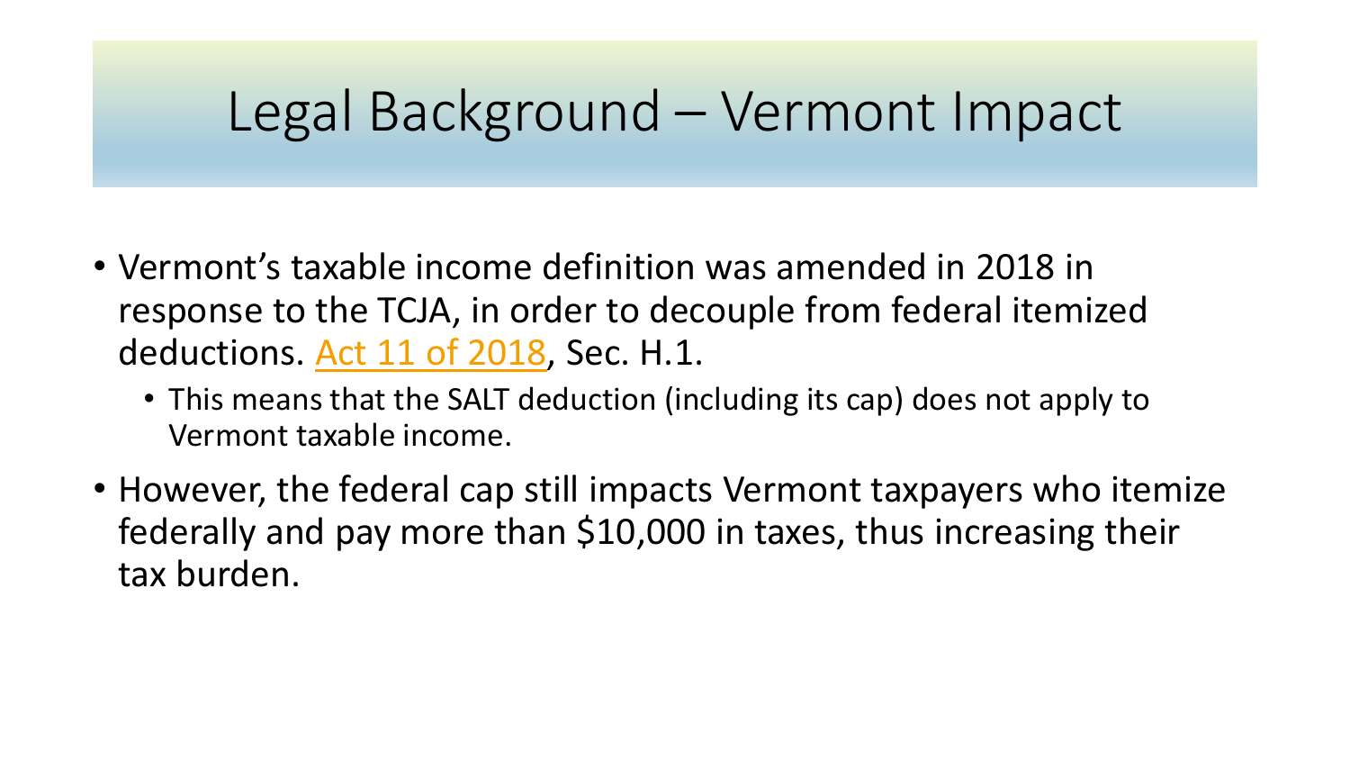# Legal Background – Vermont Impact

- Vermont's taxable income definition was amended in 2018 in response to the TCJA, in order to decouple from federal itemized deductions. Act 11 of 2018, Sec. H.1.
  - This means that the SALT deduction (including its cap) does not apply to Vermont taxable income.
- However, the federal cap still impacts Vermont taxpayers who itemize federally and pay more than $10,000 in taxes, thus increasing their tax burden.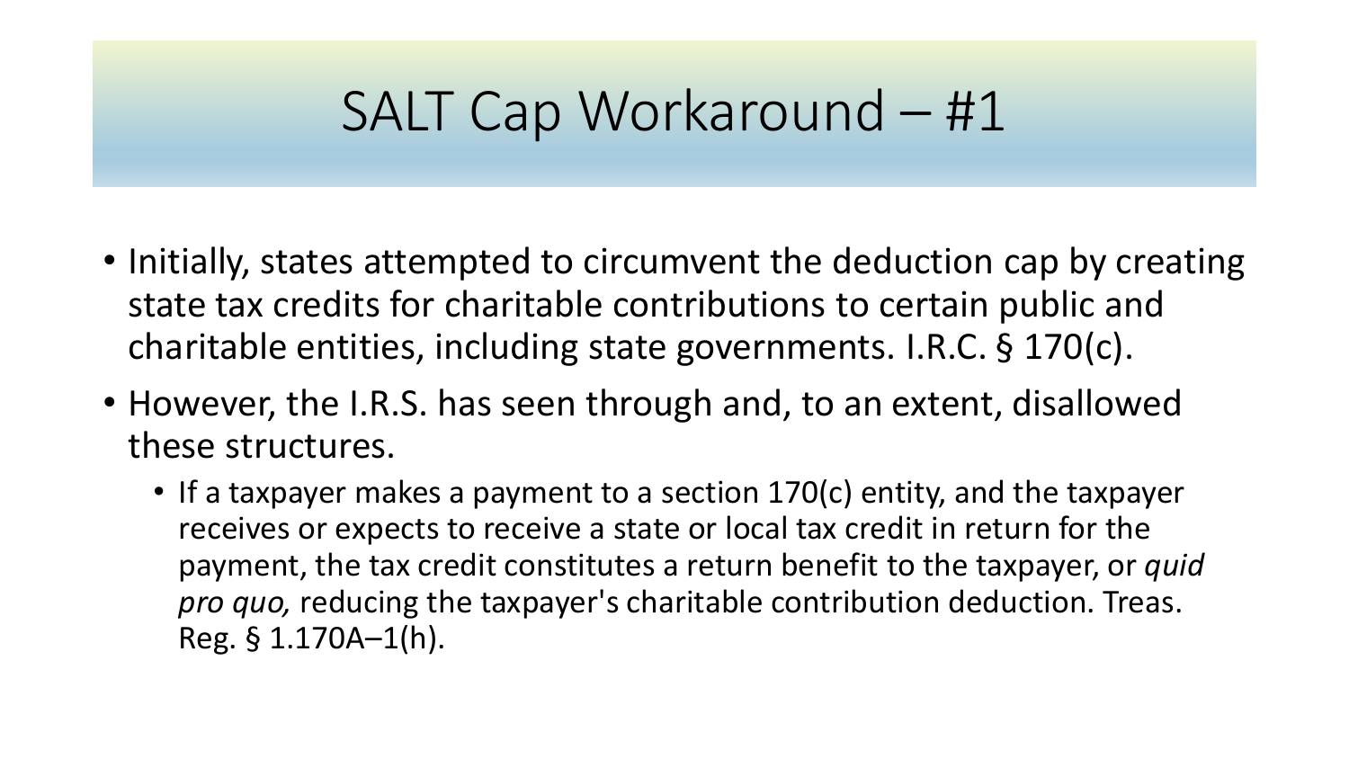# SALT Cap Workaround – #1

- Initially, states attempted to circumvent the deduction cap by creating state tax credits for charitable contributions to certain public and charitable entities, including state governments. I.R.C. § 170(c).
- However, the I.R.S. has seen through and, to an extent, disallowed these structures.
  - If a taxpayer makes a payment to a section 170(c) entity, and the taxpayer receives or expects to receive a state or local tax credit in return for the payment, the tax credit constitutes a return benefit to the taxpayer, or *quid pro quo,* reducing the taxpayer's charitable contribution deduction. Treas. Reg. § 1.170A–1(h).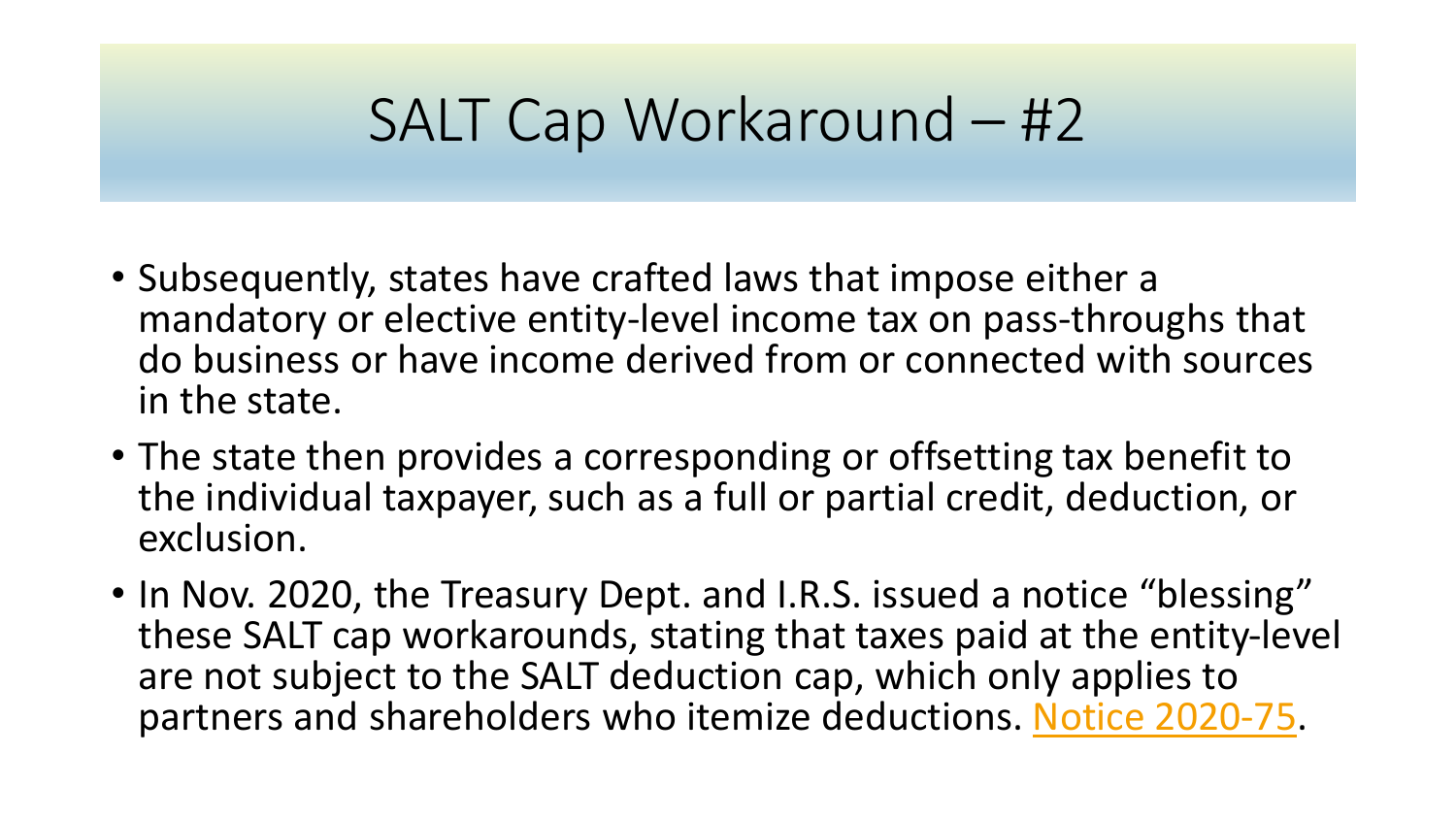# SALT Cap Workaround – #2

- Subsequently, states have crafted laws that impose either a mandatory or elective entity-level income tax on pass-throughs that do business or have income derived from or connected with sources in the state.
- The state then provides a corresponding or offsetting tax benefit to the individual taxpayer, such as a full or partial credit, deduction, or exclusion.
- In Nov. 2020, the Treasury Dept. and I.R.S. issued a notice "blessing" these SALT cap workarounds, stating that taxes paid at the entity-level are not subject to the SALT deduction cap, which only applies to partners and shareholders who itemize deductions. Notice 2020-75.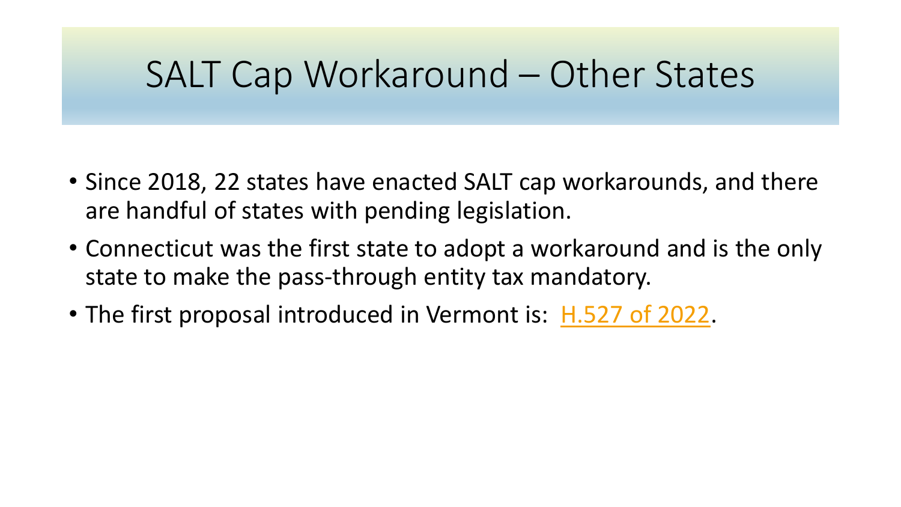# SALT Cap Workaround – Other States

- Since 2018, 22 states have enacted SALT cap workarounds, and there are handful of states with pending legislation.
- Connecticut was the first state to adopt a workaround and is the only state to make the pass-through entity tax mandatory.
- The first proposal introduced in Vermont is: H.527 of 2022.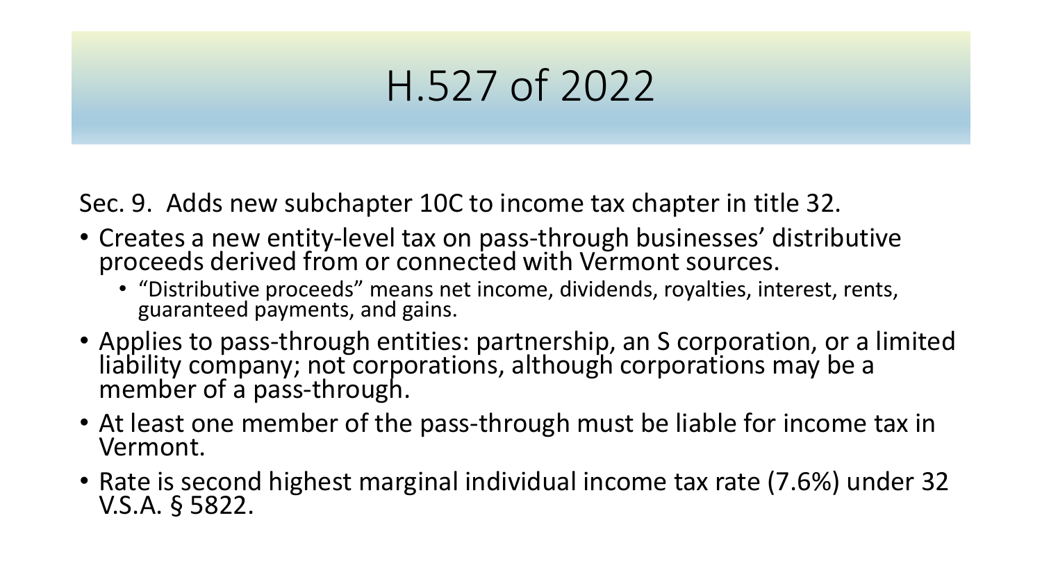# H.527 of 2022

Sec. 9. Adds new subchapter 10C to income tax chapter in title 32.

- Creates a new entity-level tax on pass-through businesses' distributive proceeds derived from or connected with Vermont sources.
  - "Distributive proceeds" means net income, dividends, royalties, interest, rents, guaranteed payments, and gains.
- Applies to pass-through entities: partnership, an S corporation, or a limited liability company; not corporations, although corporations may be a member of a pass-through.
- At least one member of the pass-through must be liable for income tax in Vermont.
- Rate is second highest marginal individual income tax rate (7.6%) under 32 V.S.A. § 5822.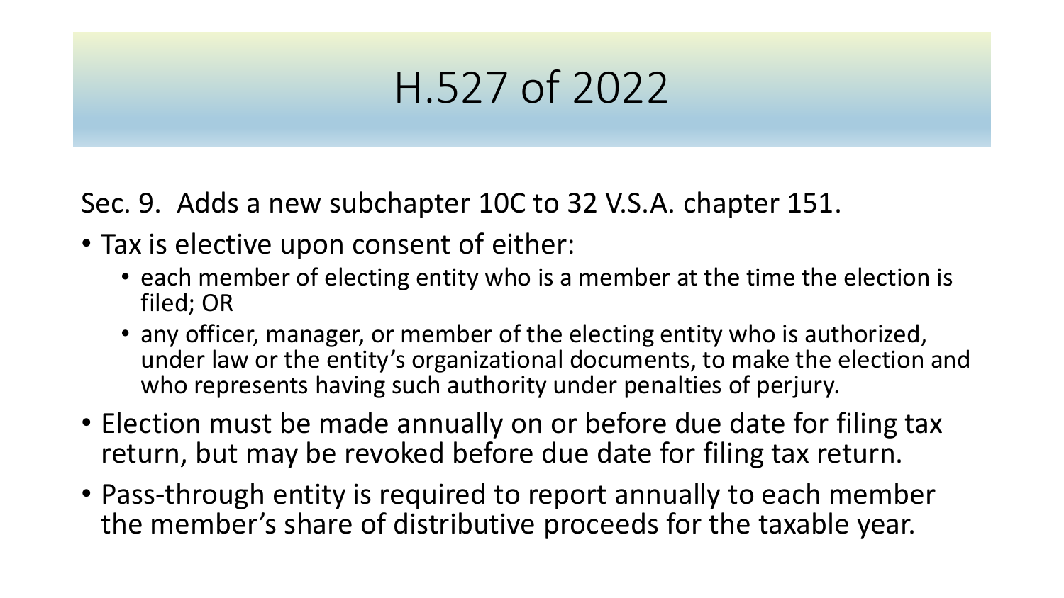# H.527 of 2022

Sec. 9. Adds a new subchapter 10C to 32 V.S.A. chapter 151.

- Tax is elective upon consent of either:
  - each member of electing entity who is a member at the time the election is filed; OR
  - any officer, manager, or member of the electing entity who is authorized, under law or the entity's organizational documents, to make the election and who represents having such authority under penalties of perjury.
- Election must be made annually on or before due date for filing tax return, but may be revoked before due date for filing tax return.
- Pass-through entity is required to report annually to each member the member's share of distributive proceeds for the taxable year.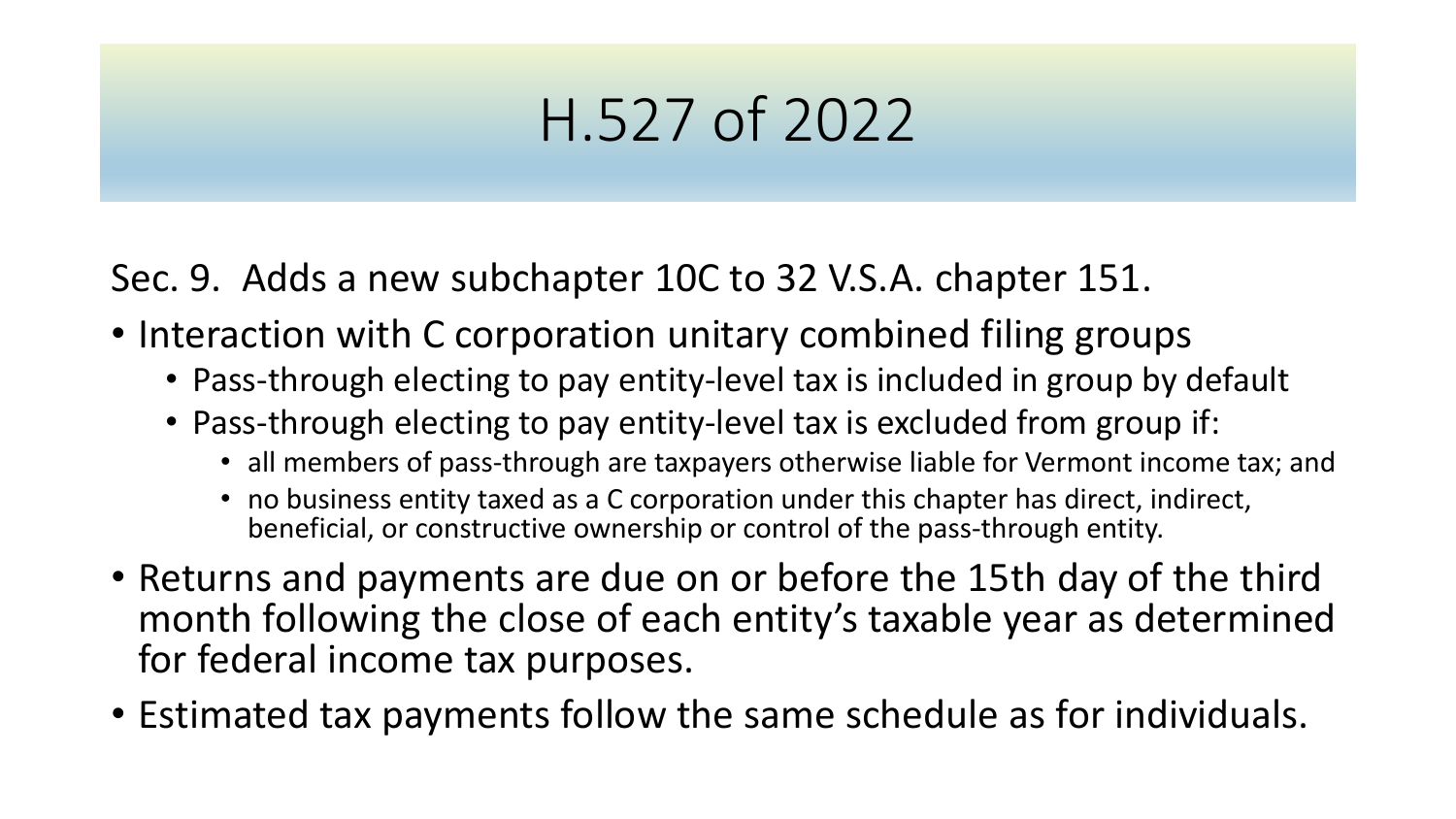# H.527 of 2022

Sec. 9. Adds a new subchapter 10C to 32 V.S.A. chapter 151.

- Interaction with C corporation unitary combined filing groups
  - Pass-through electing to pay entity-level tax is included in group by default
  - Pass-through electing to pay entity-level tax is excluded from group if:
    - all members of pass-through are taxpayers otherwise liable for Vermont income tax; and
    - no business entity taxed as a C corporation under this chapter has direct, indirect, beneficial, or constructive ownership or control of the pass-through entity.
- Returns and payments are due on or before the 15th day of the third month following the close of each entity's taxable year as determined for federal income tax purposes.
- Estimated tax payments follow the same schedule as for individuals.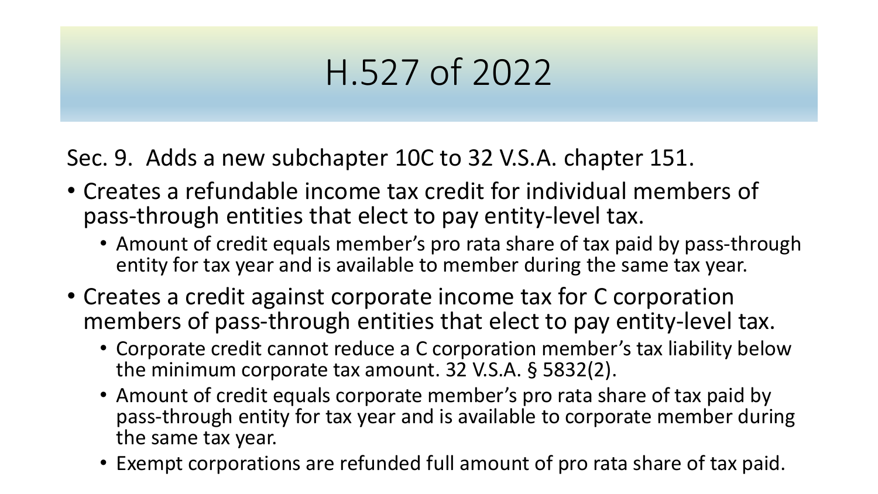# H.527 of 2022

Sec. 9. Adds a new subchapter 10C to 32 V.S.A. chapter 151.

- Creates a refundable income tax credit for individual members of pass-through entities that elect to pay entity-level tax.
  - Amount of credit equals member's pro rata share of tax paid by pass-through entity for tax year and is available to member during the same tax year.
- Creates a credit against corporate income tax for C corporation members of pass-through entities that elect to pay entity-level tax.
  - Corporate credit cannot reduce a C corporation member's tax liability below the minimum corporate tax amount. 32 V.S.A. § 5832(2).
  - Amount of credit equals corporate member's pro rata share of tax paid by pass-through entity for tax year and is available to corporate member during the same tax year.
  - Exempt corporations are refunded full amount of pro rata share of tax paid.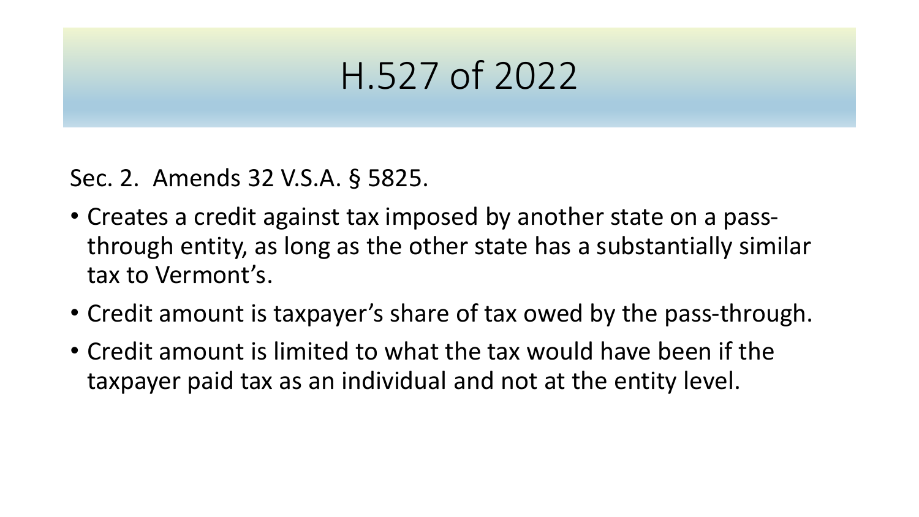# H.527 of 2022

Sec. 2. Amends 32 V.S.A. § 5825.

- Creates a credit against tax imposed by another state on a pass-through entity, as long as the other state has a substantially similar tax to Vermont's.
- Credit amount is taxpayer's share of tax owed by the pass-through.
- Credit amount is limited to what the tax would have been if the taxpayer paid tax as an individual and not at the entity level.